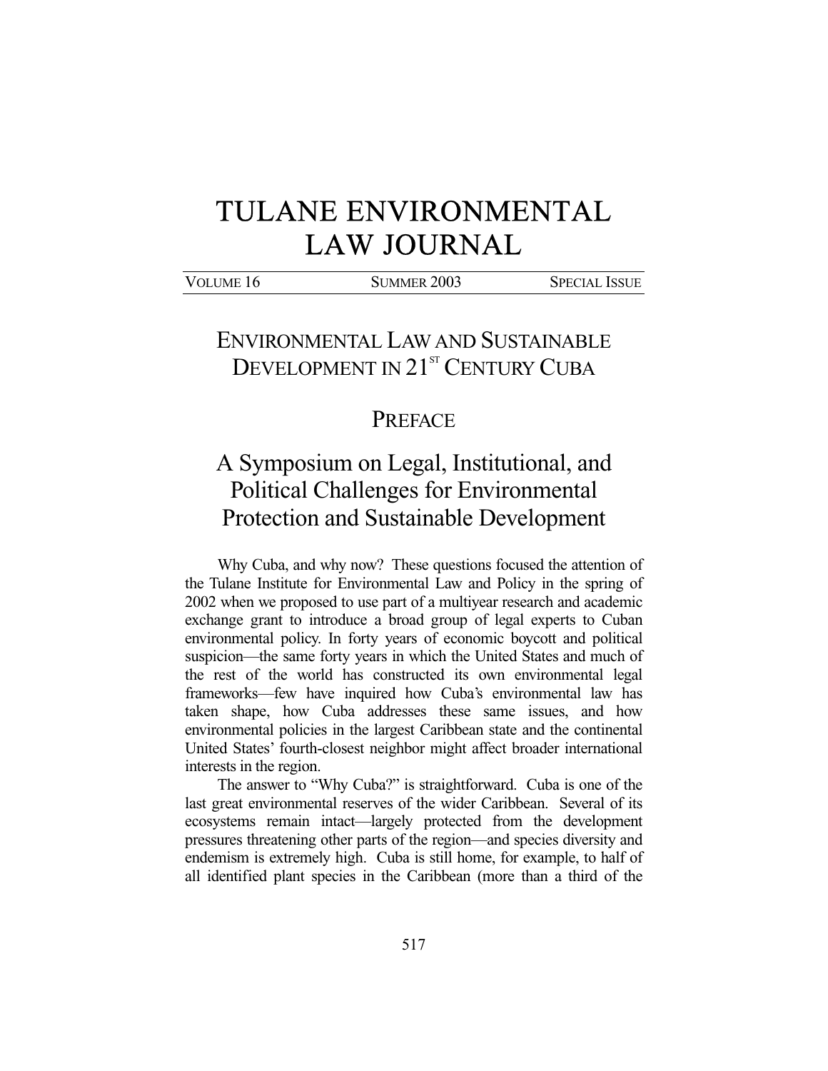# TULANE ENVIRONMENTAL LAW JOURNAL

| VOLUME 16 | SUMMER 2003 | SPECIAL ISSUE |
|---|---|---|

## ENVIRONMENTAL LAW AND SUSTAINABLE DEVELOPMENT IN 21ST CENTURY CUBA

## PREFACE

## A Symposium on Legal, Institutional, and Political Challenges for Environmental Protection and Sustainable Development

Why Cuba, and why now? These questions focused the attention of the Tulane Institute for Environmental Law and Policy in the spring of 2002 when we proposed to use part of a multiyear research and academic exchange grant to introduce a broad group of legal experts to Cuban environmental policy. In forty years of economic boycott and political suspicion—the same forty years in which the United States and much of the rest of the world has constructed its own environmental legal frameworks—few have inquired how Cuba's environmental law has taken shape, how Cuba addresses these same issues, and how environmental policies in the largest Caribbean state and the continental United States' fourth-closest neighbor might affect broader international interests in the region.

The answer to "Why Cuba?" is straightforward. Cuba is one of the last great environmental reserves of the wider Caribbean. Several of its ecosystems remain intact—largely protected from the development pressures threatening other parts of the region—and species diversity and endemism is extremely high. Cuba is still home, for example, to half of all identified plant species in the Caribbean (more than a third of the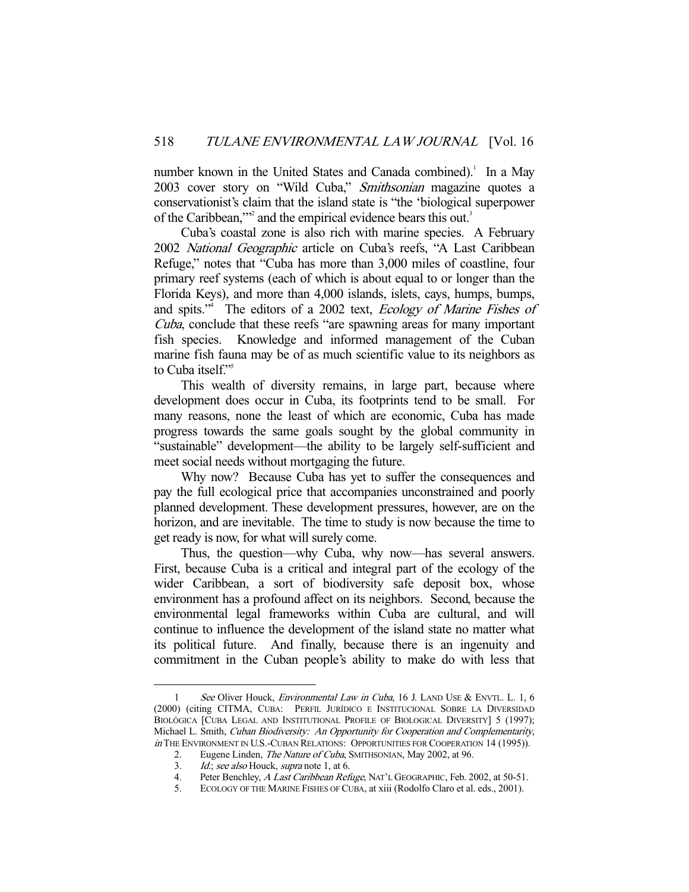number known in the United States and Canada combined).[1] In a May 2003 cover story on "Wild Cuba," *Smithsonian* magazine quotes a conservationist's claim that the island state is "the 'biological superpower of the Caribbean,'"[2] and the empirical evidence bears this out.[3]

Cuba's coastal zone is also rich with marine species. A February 2002 *National Geographic* article on Cuba's reefs, "A Last Caribbean Refuge," notes that "Cuba has more than 3,000 miles of coastline, four primary reef systems (each of which is about equal to or longer than the Florida Keys), and more than 4,000 islands, islets, cays, humps, bumps, and spits."[4] The editors of a 2002 text, *Ecology of Marine Fishes of Cuba*, conclude that these reefs "are spawning areas for many important fish species. Knowledge and informed management of the Cuban marine fish fauna may be of as much scientific value to its neighbors as to Cuba itself."[5]

This wealth of diversity remains, in large part, because where development does occur in Cuba, its footprints tend to be small. For many reasons, none the least of which are economic, Cuba has made progress towards the same goals sought by the global community in "sustainable" development—the ability to be largely self-sufficient and meet social needs without mortgaging the future.

Why now? Because Cuba has yet to suffer the consequences and pay the full ecological price that accompanies unconstrained and poorly planned development. These development pressures, however, are on the horizon, and are inevitable. The time to study is now because the time to get ready is now, for what will surely come.

Thus, the question—why Cuba, why now—has several answers. First, because Cuba is a critical and integral part of the ecology of the wider Caribbean, a sort of biodiversity safe deposit box, whose environment has a profound affect on its neighbors. Second, because the environmental legal frameworks within Cuba are cultural, and will continue to influence the development of the island state no matter what its political future. And finally, because there is an ingenuity and commitment in the Cuban people's ability to make do with less that

---

1. *See* Oliver Houck, *Environmental Law in Cuba*, 16 J. LAND USE & ENVTL. L. 1, 6 (2000) (citing CITMA, CUBA: PERFIL JURÍDICO E INSTITUCIONAL SOBRE LA DIVERSIDAD BIOLÓGICA [CUBA LEGAL AND INSTITUTIONAL PROFILE OF BIOLOGICAL DIVERSITY] 5 (1997); Michael L. Smith, *Cuban Biodiversity: An Opportunity for Cooperation and Complementarity*, *in* THE ENVIRONMENT IN U.S.-CUBAN RELATIONS: OPPORTUNITIES FOR COOPERATION 14 (1995)).

2. Eugene Linden, *The Nature of Cuba*, SMITHSONIAN, May 2002, at 96.

3. *Id.*; *see also* Houck, *supra* note 1, at 6.

4. Peter Benchley, *A Last Caribbean Refuge*, NAT'L GEOGRAPHIC, Feb. 2002, at 50-51.

5. ECOLOGY OF THE MARINE FISHES OF CUBA, at xiii (Rodolfo Claro et al. eds., 2001).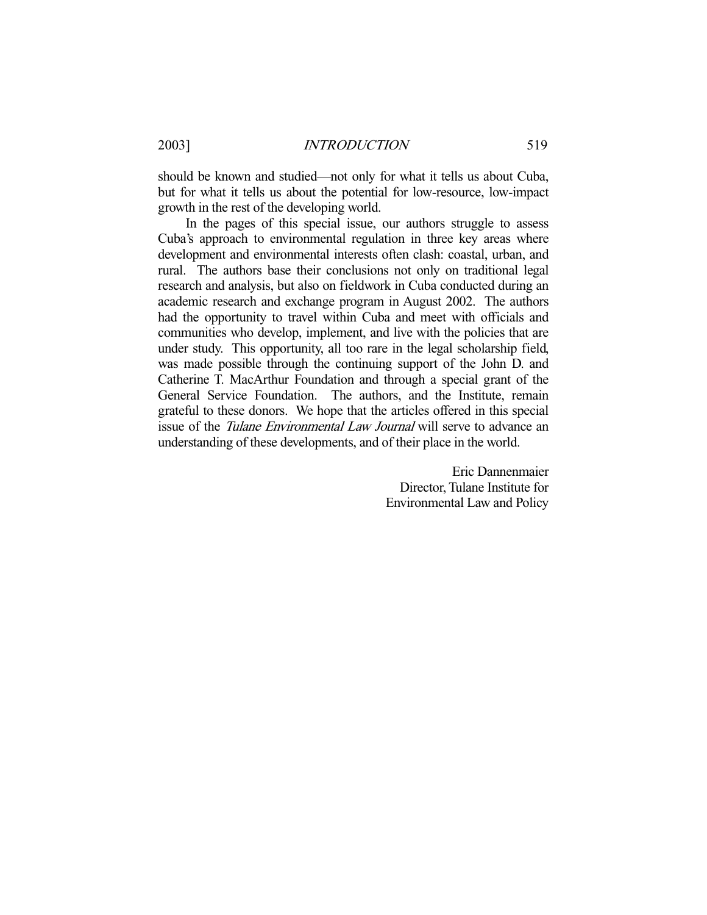should be known and studied—not only for what it tells us about Cuba, but for what it tells us about the potential for low-resource, low-impact growth in the rest of the developing world.

In the pages of this special issue, our authors struggle to assess Cuba's approach to environmental regulation in three key areas where development and environmental interests often clash: coastal, urban, and rural. The authors base their conclusions not only on traditional legal research and analysis, but also on fieldwork in Cuba conducted during an academic research and exchange program in August 2002. The authors had the opportunity to travel within Cuba and meet with officials and communities who develop, implement, and live with the policies that are under study. This opportunity, all too rare in the legal scholarship field, was made possible through the continuing support of the John D. and Catherine T. MacArthur Foundation and through a special grant of the General Service Foundation. The authors, and the Institute, remain grateful to these donors. We hope that the articles offered in this special issue of the *Tulane Environmental Law Journal* will serve to advance an understanding of these developments, and of their place in the world.

Eric Dannenmaier
Director, Tulane Institute for
Environmental Law and Policy